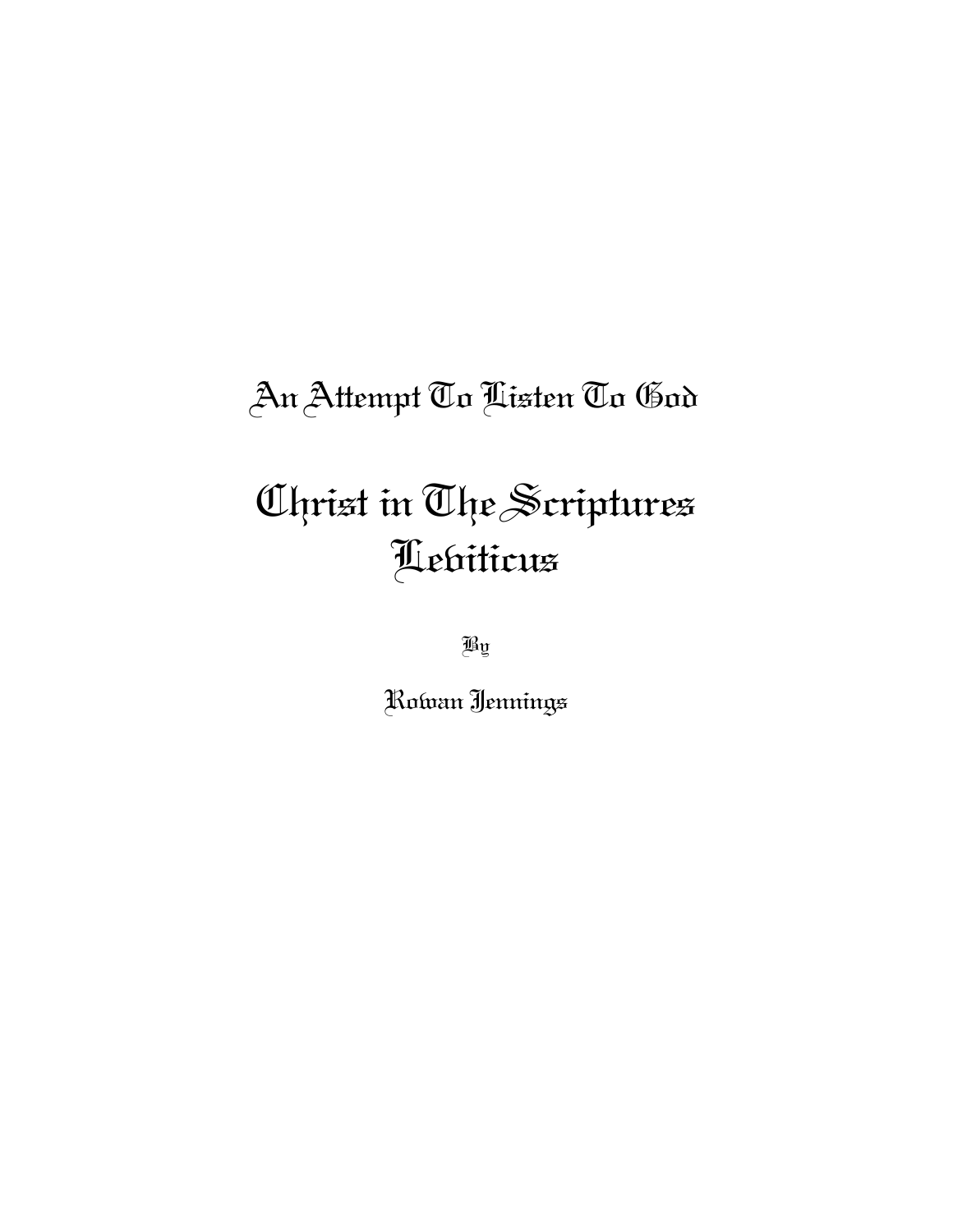## An Attempt To Listen To God

# Christ in The Scriptures
# Leviticus

By

Rowan Jennings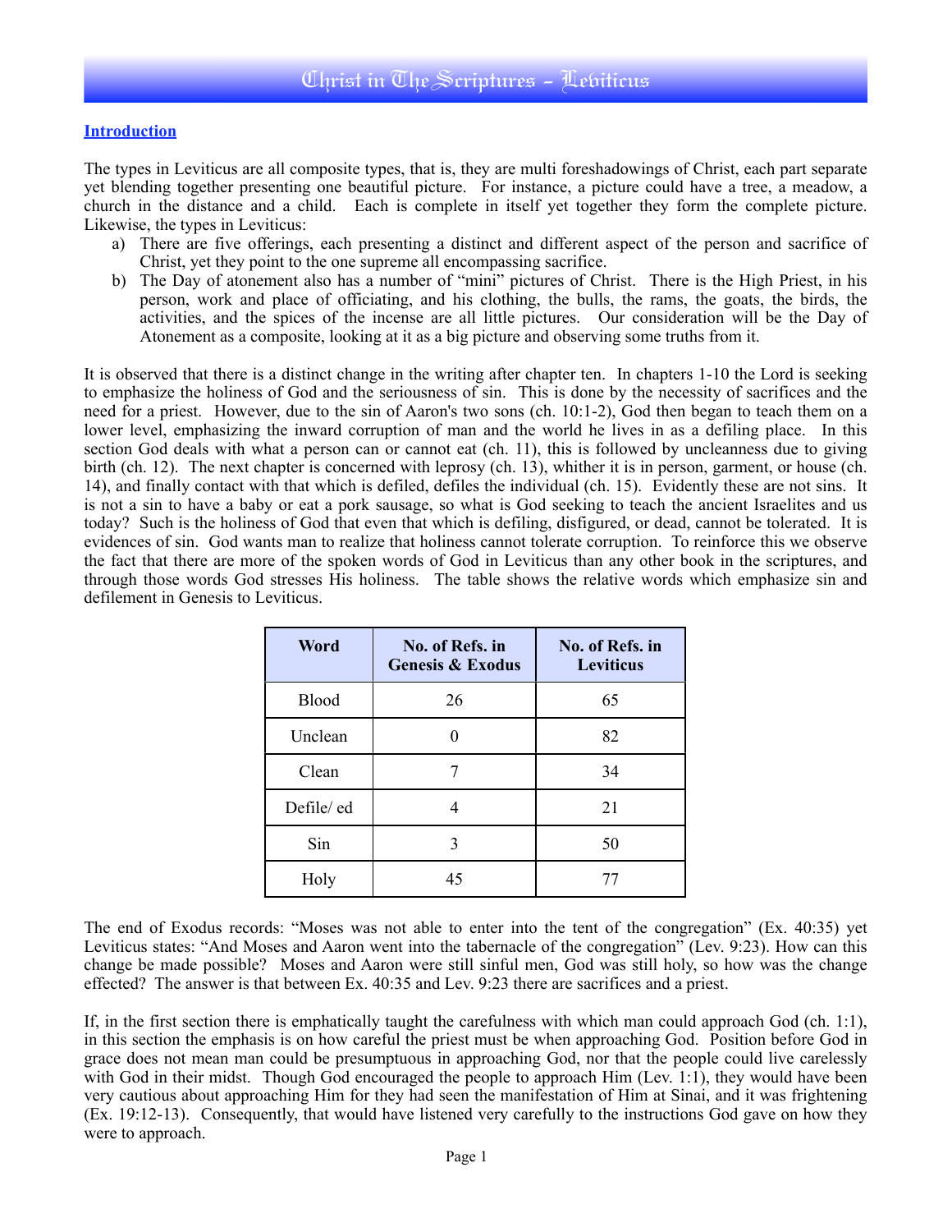# Christ in The Scriptures – Leviticus

**Introduction**

The types in Leviticus are all composite types, that is, they are multi foreshadowings of Christ, each part separate yet blending together presenting one beautiful picture. For instance, a picture could have a tree, a meadow, a church in the distance and a child. Each is complete in itself yet together they form the complete picture. Likewise, the types in Leviticus:

a) There are five offerings, each presenting a distinct and different aspect of the person and sacrifice of Christ, yet they point to the one supreme all encompassing sacrifice.
b) The Day of atonement also has a number of "mini" pictures of Christ. There is the High Priest, in his person, work and place of officiating, and his clothing, the bulls, the rams, the goats, the birds, the activities, and the spices of the incense are all little pictures. Our consideration will be the Day of Atonement as a composite, looking at it as a big picture and observing some truths from it.

It is observed that there is a distinct change in the writing after chapter ten. In chapters 1-10 the Lord is seeking to emphasize the holiness of God and the seriousness of sin. This is done by the necessity of sacrifices and the need for a priest. However, due to the sin of Aaron's two sons (ch. 10:1-2), God then began to teach them on a lower level, emphasizing the inward corruption of man and the world he lives in as a defiling place. In this section God deals with what a person can or cannot eat (ch. 11), this is followed by uncleanness due to giving birth (ch. 12). The next chapter is concerned with leprosy (ch. 13), whither it is in person, garment, or house (ch. 14), and finally contact with that which is defiled, defiles the individual (ch. 15). Evidently these are not sins. It is not a sin to have a baby or eat a pork sausage, so what is God seeking to teach the ancient Israelites and us today? Such is the holiness of God that even that which is defiling, disfigured, or dead, cannot be tolerated. It is evidences of sin. God wants man to realize that holiness cannot tolerate corruption. To reinforce this we observe the fact that there are more of the spoken words of God in Leviticus than any other book in the scriptures, and through those words God stresses His holiness. The table shows the relative words which emphasize sin and defilement in Genesis to Leviticus.

| Word | No. of Refs. in Genesis & Exodus | No. of Refs. in Leviticus |
|---|---|---|
| Blood | 26 | 65 |
| Unclean | 0 | 82 |
| Clean | 7 | 34 |
| Defile/ ed | 4 | 21 |
| Sin | 3 | 50 |
| Holy | 45 | 77 |

The end of Exodus records: "Moses was not able to enter into the tent of the congregation" (Ex. 40:35) yet Leviticus states: "And Moses and Aaron went into the tabernacle of the congregation" (Lev. 9:23). How can this change be made possible? Moses and Aaron were still sinful men, God was still holy, so how was the change effected? The answer is that between Ex. 40:35 and Lev. 9:23 there are sacrifices and a priest.

If, in the first section there is emphatically taught the carefulness with which man could approach God (ch. 1:1), in this section the emphasis is on how careful the priest must be when approaching God. Position before God in grace does not mean man could be presumptuous in approaching God, nor that the people could live carelessly with God in their midst. Though God encouraged the people to approach Him (Lev. 1:1), they would have been very cautious about approaching Him for they had seen the manifestation of Him at Sinai, and it was frightening (Ex. 19:12-13). Consequently, that would have listened very carefully to the instructions God gave on how they were to approach.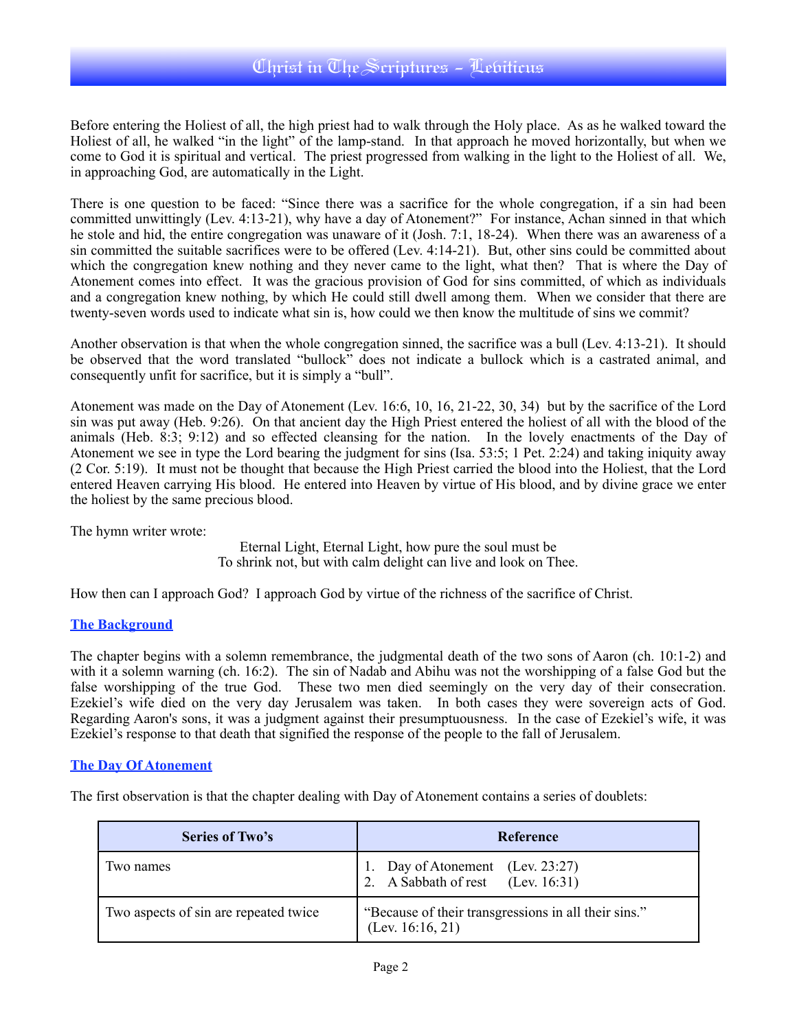Before entering the Holiest of all, the high priest had to walk through the Holy place. As as he walked toward the Holiest of all, he walked "in the light" of the lamp-stand. In that approach he moved horizontally, but when we come to God it is spiritual and vertical. The priest progressed from walking in the light to the Holiest of all. We, in approaching God, are automatically in the Light.

There is one question to be faced: "Since there was a sacrifice for the whole congregation, if a sin had been committed unwittingly (Lev. 4:13-21), why have a day of Atonement?" For instance, Achan sinned in that which he stole and hid, the entire congregation was unaware of it (Josh. 7:1, 18-24). When there was an awareness of a sin committed the suitable sacrifices were to be offered (Lev. 4:14-21). But, other sins could be committed about which the congregation knew nothing and they never came to the light, what then? That is where the Day of Atonement comes into effect. It was the gracious provision of God for sins committed, of which as individuals and a congregation knew nothing, by which He could still dwell among them. When we consider that there are twenty-seven words used to indicate what sin is, how could we then know the multitude of sins we commit?

Another observation is that when the whole congregation sinned, the sacrifice was a bull (Lev. 4:13-21). It should be observed that the word translated "bullock" does not indicate a bullock which is a castrated animal, and consequently unfit for sacrifice, but it is simply a "bull".

Atonement was made on the Day of Atonement (Lev. 16:6, 10, 16, 21-22, 30, 34) but by the sacrifice of the Lord sin was put away (Heb. 9:26). On that ancient day the High Priest entered the holiest of all with the blood of the animals (Heb. 8:3; 9:12) and so effected cleansing for the nation. In the lovely enactments of the Day of Atonement we see in type the Lord bearing the judgment for sins (Isa. 53:5; 1 Pet. 2:24) and taking iniquity away (2 Cor. 5:19). It must not be thought that because the High Priest carried the blood into the Holiest, that the Lord entered Heaven carrying His blood. He entered into Heaven by virtue of His blood, and by divine grace we enter the holiest by the same precious blood.

The hymn writer wrote:

> Eternal Light, Eternal Light, how pure the soul must be
> To shrink not, but with calm delight can live and look on Thee.

How then can I approach God? I approach God by virtue of the richness of the sacrifice of Christ.

## The Background

The chapter begins with a solemn remembrance, the judgmental death of the two sons of Aaron (ch. 10:1-2) and with it a solemn warning (ch. 16:2). The sin of Nadab and Abihu was not the worshipping of a false God but the false worshipping of the true God. These two men died seemingly on the very day of their consecration. Ezekiel's wife died on the very day Jerusalem was taken. In both cases they were sovereign acts of God. Regarding Aaron's sons, it was a judgment against their presumptuousness. In the case of Ezekiel's wife, it was Ezekiel's response to that death that signified the response of the people to the fall of Jerusalem.

## The Day Of Atonement

The first observation is that the chapter dealing with Day of Atonement contains a series of doublets:

| Series of Two's | Reference |
|---|---|
| Two names | 1. Day of Atonement (Lev. 23:27)<br>2. A Sabbath of rest (Lev. 16:31) |
| Two aspects of sin are repeated twice | "Because of their transgressions in all their sins." (Lev. 16:16, 21) |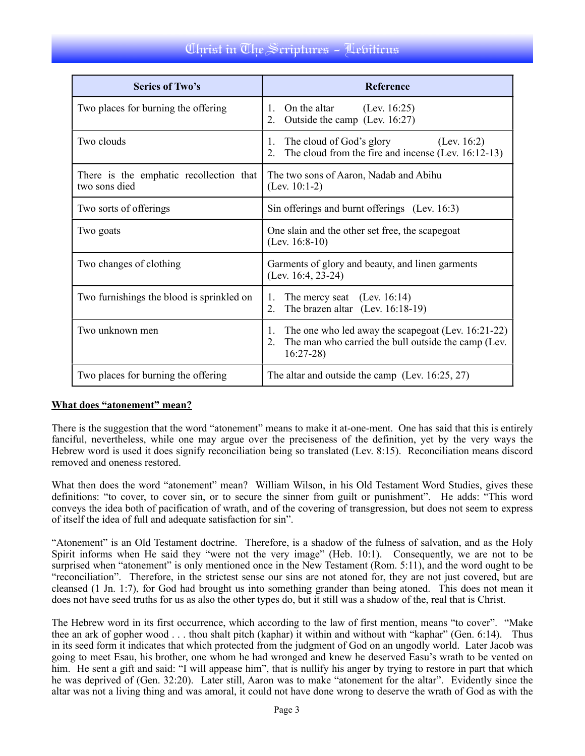| Series of Two's | Reference |
|---|---|
| Two places for burning the offering | 1. On the altar (Lev. 16:25)<br>2. Outside the camp (Lev. 16:27) |
| Two clouds | 1. The cloud of God's glory (Lev. 16:2)<br>2. The cloud from the fire and incense (Lev. 16:12-13) |
| There is the emphatic recollection that two sons died | The two sons of Aaron, Nadab and Abihu (Lev. 10:1-2) |
| Two sorts of offerings | Sin offerings and burnt offerings (Lev. 16:3) |
| Two goats | One slain and the other set free, the scapegoat (Lev. 16:8-10) |
| Two changes of clothing | Garments of glory and beauty, and linen garments (Lev. 16:4, 23-24) |
| Two furnishings the blood is sprinkled on | 1. The mercy seat (Lev. 16:14)<br>2. The brazen altar (Lev. 16:18-19) |
| Two unknown men | 1. The one who led away the scapegoat (Lev. 16:21-22)<br>2. The man who carried the bull outside the camp (Lev. 16:27-28) |
| Two places for burning the offering | The altar and outside the camp (Lev. 16:25, 27) |

**What does "atonement" mean?**

There is the suggestion that the word "atonement" means to make it at-one-ment. One has said that this is entirely fanciful, nevertheless, while one may argue over the preciseness of the definition, yet by the very ways the Hebrew word is used it does signify reconciliation being so translated (Lev. 8:15). Reconciliation means discord removed and oneness restored.

What then does the word "atonement" mean? William Wilson, in his Old Testament Word Studies, gives these definitions: "to cover, to cover sin, or to secure the sinner from guilt or punishment". He adds: "This word conveys the idea both of pacification of wrath, and of the covering of transgression, but does not seem to express of itself the idea of full and adequate satisfaction for sin".

"Atonement" is an Old Testament doctrine. Therefore, is a shadow of the fulness of salvation, and as the Holy Spirit informs when He said they "were not the very image" (Heb. 10:1). Consequently, we are not to be surprised when "atonement" is only mentioned once in the New Testament (Rom. 5:11), and the word ought to be "reconciliation". Therefore, in the strictest sense our sins are not atoned for, they are not just covered, but are cleansed (1 Jn. 1:7), for God had brought us into something grander than being atoned. This does not mean it does not have seed truths for us as also the other types do, but it still was a shadow of the, real that is Christ.

The Hebrew word in its first occurrence, which according to the law of first mention, means "to cover". "Make thee an ark of gopher wood . . . thou shalt pitch (kaphar) it within and without with "kaphar" (Gen. 6:14). Thus in its seed form it indicates that which protected from the judgment of God on an ungodly world. Later Jacob was going to meet Esau, his brother, one whom he had wronged and knew he deserved Easu's wrath to be vented on him. He sent a gift and said: "I will appease him", that is nullify his anger by trying to restore in part that which he was deprived of (Gen. 32:20). Later still, Aaron was to make "atonement for the altar". Evidently since the altar was not a living thing and was amoral, it could not have done wrong to deserve the wrath of God as with the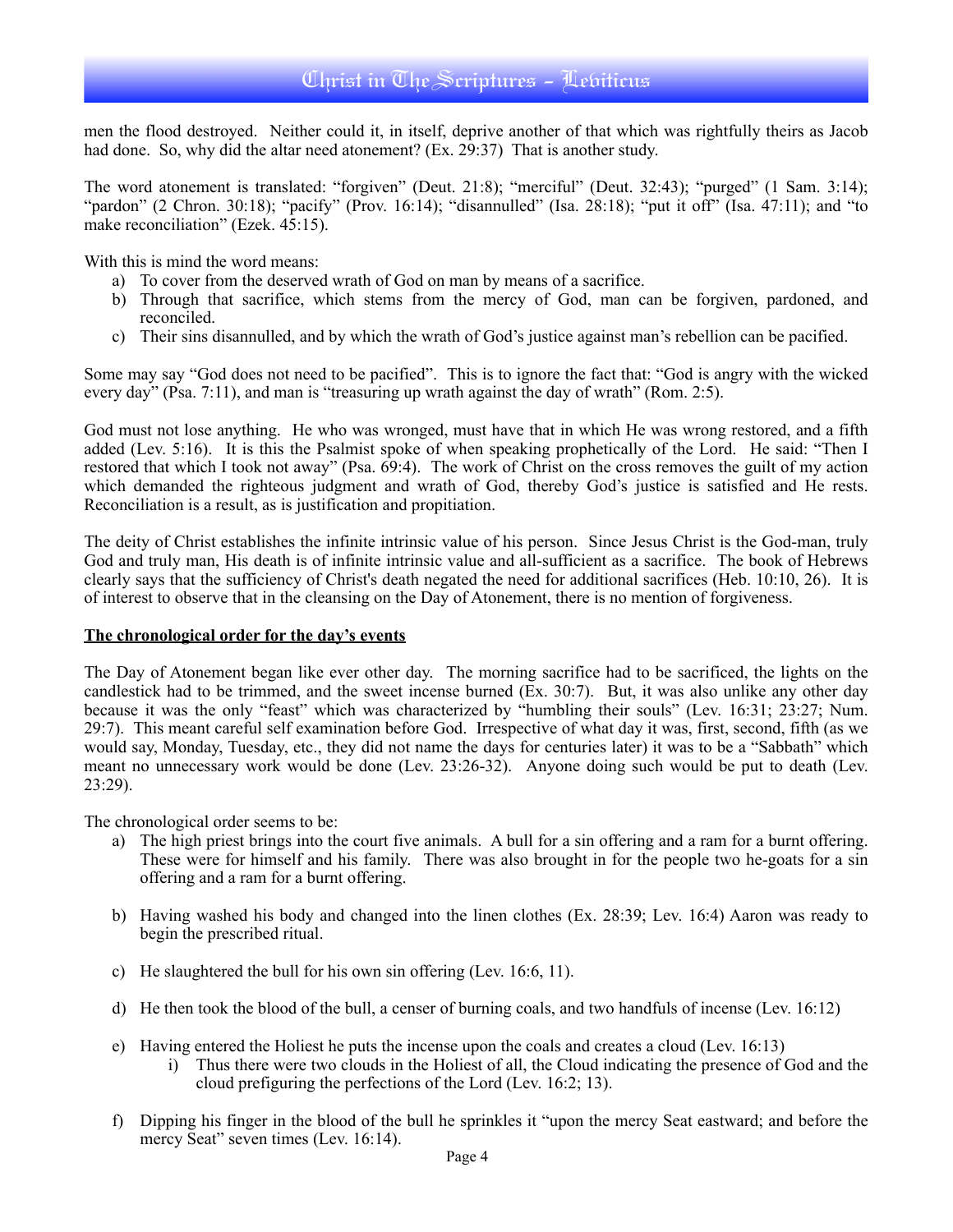men the flood destroyed. Neither could it, in itself, deprive another of that which was rightfully theirs as Jacob had done. So, why did the altar need atonement? (Ex. 29:37) That is another study.

The word atonement is translated: "forgiven" (Deut. 21:8); "merciful" (Deut. 32:43); "purged" (1 Sam. 3:14); "pardon" (2 Chron. 30:18); "pacify" (Prov. 16:14); "disannulled" (Isa. 28:18); "put it off" (Isa. 47:11); and "to make reconciliation" (Ezek. 45:15).

With this is mind the word means:

a) To cover from the deserved wrath of God on man by means of a sacrifice.
b) Through that sacrifice, which stems from the mercy of God, man can be forgiven, pardoned, and reconciled.
c) Their sins disannulled, and by which the wrath of God's justice against man's rebellion can be pacified.

Some may say "God does not need to be pacified". This is to ignore the fact that: "God is angry with the wicked every day" (Psa. 7:11), and man is "treasuring up wrath against the day of wrath" (Rom. 2:5).

God must not lose anything. He who was wronged, must have that in which He was wrong restored, and a fifth added (Lev. 5:16). It is this the Psalmist spoke of when speaking prophetically of the Lord. He said: "Then I restored that which I took not away" (Psa. 69:4). The work of Christ on the cross removes the guilt of my action which demanded the righteous judgment and wrath of God, thereby God's justice is satisfied and He rests. Reconciliation is a result, as is justification and propitiation.

The deity of Christ establishes the infinite intrinsic value of his person. Since Jesus Christ is the God-man, truly God and truly man, His death is of infinite intrinsic value and all-sufficient as a sacrifice. The book of Hebrews clearly says that the sufficiency of Christ's death negated the need for additional sacrifices (Heb. 10:10, 26). It is of interest to observe that in the cleansing on the Day of Atonement, there is no mention of forgiveness.

**The chronological order for the day's events**

The Day of Atonement began like ever other day. The morning sacrifice had to be sacrificed, the lights on the candlestick had to be trimmed, and the sweet incense burned (Ex. 30:7). But, it was also unlike any other day because it was the only "feast" which was characterized by "humbling their souls" (Lev. 16:31; 23:27; Num. 29:7). This meant careful self examination before God. Irrespective of what day it was, first, second, fifth (as we would say, Monday, Tuesday, etc., they did not name the days for centuries later) it was to be a "Sabbath" which meant no unnecessary work would be done (Lev. 23:26-32). Anyone doing such would be put to death (Lev. 23:29).

The chronological order seems to be:

a) The high priest brings into the court five animals. A bull for a sin offering and a ram for a burnt offering. These were for himself and his family. There was also brought in for the people two he-goats for a sin offering and a ram for a burnt offering.

b) Having washed his body and changed into the linen clothes (Ex. 28:39; Lev. 16:4) Aaron was ready to begin the prescribed ritual.

c) He slaughtered the bull for his own sin offering (Lev. 16:6, 11).

d) He then took the blood of the bull, a censer of burning coals, and two handfuls of incense (Lev. 16:12)

e) Having entered the Holiest he puts the incense upon the coals and creates a cloud (Lev. 16:13)
   i) Thus there were two clouds in the Holiest of all, the Cloud indicating the presence of God and the cloud prefiguring the perfections of the Lord (Lev. 16:2; 13).

f) Dipping his finger in the blood of the bull he sprinkles it "upon the mercy Seat eastward; and before the mercy Seat" seven times (Lev. 16:14).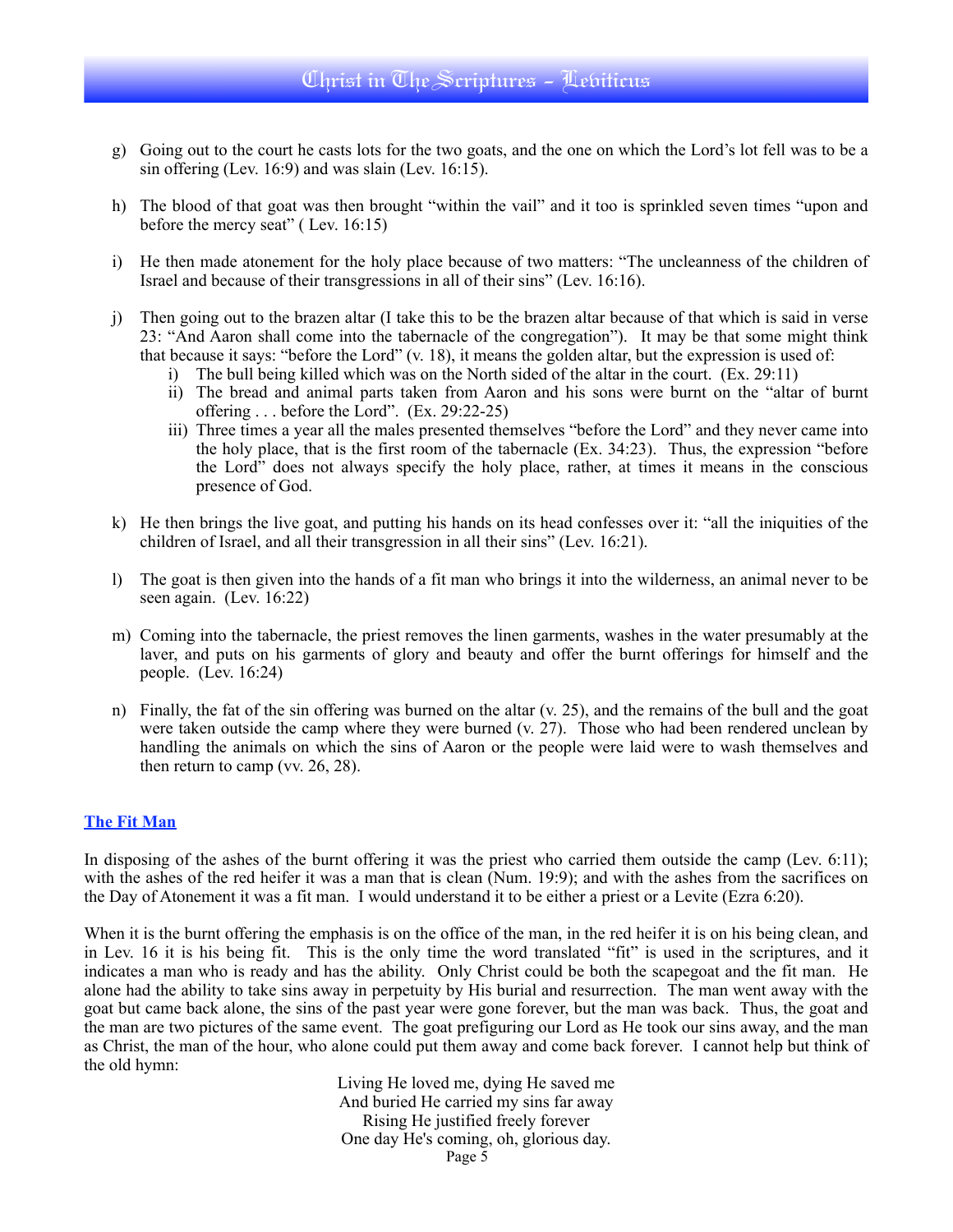g) Going out to the court he casts lots for the two goats, and the one on which the Lord's lot fell was to be a sin offering (Lev. 16:9) and was slain (Lev. 16:15).

h) The blood of that goat was then brought "within the vail" and it too is sprinkled seven times "upon and before the mercy seat" ( Lev. 16:15)

i) He then made atonement for the holy place because of two matters: "The uncleanness of the children of Israel and because of their transgressions in all of their sins" (Lev. 16:16).

j) Then going out to the brazen altar (I take this to be the brazen altar because of that which is said in verse 23: "And Aaron shall come into the tabernacle of the congregation"). It may be that some might think that because it says: "before the Lord" (v. 18), it means the golden altar, but the expression is used of:
   i) The bull being killed which was on the North sided of the altar in the court. (Ex. 29:11)
   ii) The bread and animal parts taken from Aaron and his sons were burnt on the "altar of burnt offering . . . before the Lord". (Ex. 29:22-25)
   iii) Three times a year all the males presented themselves "before the Lord" and they never came into the holy place, that is the first room of the tabernacle (Ex. 34:23). Thus, the expression "before the Lord" does not always specify the holy place, rather, at times it means in the conscious presence of God.

k) He then brings the live goat, and putting his hands on its head confesses over it: "all the iniquities of the children of Israel, and all their transgression in all their sins" (Lev. 16:21).

l) The goat is then given into the hands of a fit man who brings it into the wilderness, an animal never to be seen again. (Lev. 16:22)

m) Coming into the tabernacle, the priest removes the linen garments, washes in the water presumably at the laver, and puts on his garments of glory and beauty and offer the burnt offerings for himself and the people. (Lev. 16:24)

n) Finally, the fat of the sin offering was burned on the altar (v. 25), and the remains of the bull and the goat were taken outside the camp where they were burned (v. 27). Those who had been rendered unclean by handling the animals on which the sins of Aaron or the people were laid were to wash themselves and then return to camp (vv. 26, 28).

## The Fit Man

In disposing of the ashes of the burnt offering it was the priest who carried them outside the camp (Lev. 6:11); with the ashes of the red heifer it was a man that is clean (Num. 19:9); and with the ashes from the sacrifices on the Day of Atonement it was a fit man. I would understand it to be either a priest or a Levite (Ezra 6:20).

When it is the burnt offering the emphasis is on the office of the man, in the red heifer it is on his being clean, and in Lev. 16 it is his being fit. This is the only time the word translated "fit" is used in the scriptures, and it indicates a man who is ready and has the ability. Only Christ could be both the scapegoat and the fit man. He alone had the ability to take sins away in perpetuity by His burial and resurrection. The man went away with the goat but came back alone, the sins of the past year were gone forever, but the man was back. Thus, the goat and the man are two pictures of the same event. The goat prefiguring our Lord as He took our sins away, and the man as Christ, the man of the hour, who alone could put them away and come back forever. I cannot help but think of the old hymn:

Living He loved me, dying He saved me  
And buried He carried my sins far away  
Rising He justified freely forever  
One day He's coming, oh, glorious day.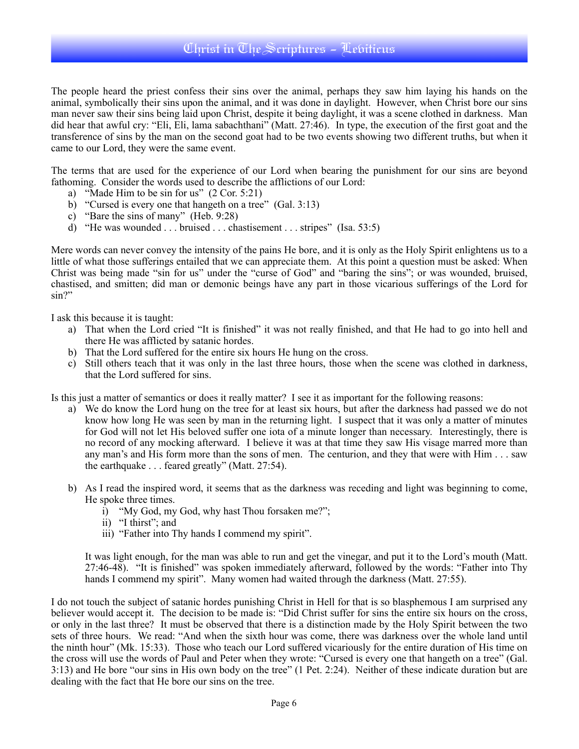The people heard the priest confess their sins over the animal, perhaps they saw him laying his hands on the animal, symbolically their sins upon the animal, and it was done in daylight. However, when Christ bore our sins man never saw their sins being laid upon Christ, despite it being daylight, it was a scene clothed in darkness. Man did hear that awful cry: "Eli, Eli, lama sabachthani" (Matt. 27:46). In type, the execution of the first goat and the transference of sins by the man on the second goat had to be two events showing two different truths, but when it came to our Lord, they were the same event.

The terms that are used for the experience of our Lord when bearing the punishment for our sins are beyond fathoming. Consider the words used to describe the afflictions of our Lord:

a) "Made Him to be sin for us" (2 Cor. 5:21)
b) "Cursed is every one that hangeth on a tree" (Gal. 3:13)
c) "Bare the sins of many" (Heb. 9:28)
d) "He was wounded . . . bruised . . . chastisement . . . stripes" (Isa. 53:5)

Mere words can never convey the intensity of the pains He bore, and it is only as the Holy Spirit enlightens us to a little of what those sufferings entailed that we can appreciate them. At this point a question must be asked: When Christ was being made "sin for us" under the "curse of God" and "baring the sins"; or was wounded, bruised, chastised, and smitten; did man or demonic beings have any part in those vicarious sufferings of the Lord for sin?"

I ask this because it is taught:

a) That when the Lord cried "It is finished" it was not really finished, and that He had to go into hell and there He was afflicted by satanic hordes.
b) That the Lord suffered for the entire six hours He hung on the cross.
c) Still others teach that it was only in the last three hours, those when the scene was clothed in darkness, that the Lord suffered for sins.

Is this just a matter of semantics or does it really matter? I see it as important for the following reasons:

a) We do know the Lord hung on the tree for at least six hours, but after the darkness had passed we do not know how long He was seen by man in the returning light. I suspect that it was only a matter of minutes for God will not let His beloved suffer one iota of a minute longer than necessary. Interestingly, there is no record of any mocking afterward. I believe it was at that time they saw His visage marred more than any man's and His form more than the sons of men. The centurion, and they that were with Him . . . saw the earthquake . . . feared greatly" (Matt. 27:54).

b) As I read the inspired word, it seems that as the darkness was receding and light was beginning to come, He spoke three times.
   i) "My God, my God, why hast Thou forsaken me?";
   ii) "I thirst"; and
   iii) "Father into Thy hands I commend my spirit".

   It was light enough, for the man was able to run and get the vinegar, and put it to the Lord's mouth (Matt. 27:46-48). "It is finished" was spoken immediately afterward, followed by the words: "Father into Thy hands I commend my spirit". Many women had waited through the darkness (Matt. 27:55).

I do not touch the subject of satanic hordes punishing Christ in Hell for that is so blasphemous I am surprised any believer would accept it. The decision to be made is: "Did Christ suffer for sins the entire six hours on the cross, or only in the last three? It must be observed that there is a distinction made by the Holy Spirit between the two sets of three hours. We read: "And when the sixth hour was come, there was darkness over the whole land until the ninth hour" (Mk. 15:33). Those who teach our Lord suffered vicariously for the entire duration of His time on the cross will use the words of Paul and Peter when they wrote: "Cursed is every one that hangeth on a tree" (Gal. 3:13) and He bore "our sins in His own body on the tree" (1 Pet. 2:24). Neither of these indicate duration but are dealing with the fact that He bore our sins on the tree.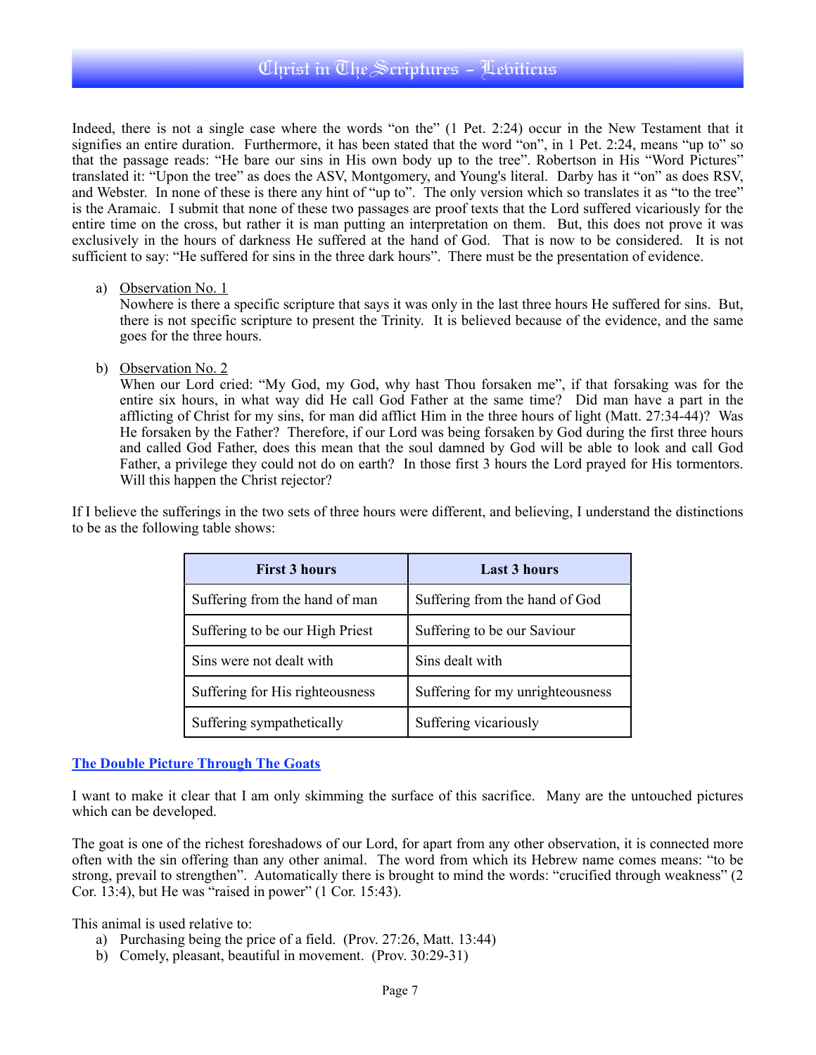Indeed, there is not a single case where the words "on the" (1 Pet. 2:24) occur in the New Testament that it signifies an entire duration. Furthermore, it has been stated that the word "on", in 1 Pet. 2:24, means "up to" so that the passage reads: "He bare our sins in His own body up to the tree". Robertson in His "Word Pictures" translated it: "Upon the tree" as does the ASV, Montgomery, and Young's literal. Darby has it "on" as does RSV, and Webster. In none of these is there any hint of "up to". The only version which so translates it as "to the tree" is the Aramaic. I submit that none of these two passages are proof texts that the Lord suffered vicariously for the entire time on the cross, but rather it is man putting an interpretation on them. But, this does not prove it was exclusively in the hours of darkness He suffered at the hand of God. That is now to be considered. It is not sufficient to say: "He suffered for sins in the three dark hours". There must be the presentation of evidence.

a) Observation No. 1
   Nowhere is there a specific scripture that says it was only in the last three hours He suffered for sins. But, there is not specific scripture to present the Trinity. It is believed because of the evidence, and the same goes for the three hours.

b) Observation No. 2
   When our Lord cried: "My God, my God, why hast Thou forsaken me", if that forsaking was for the entire six hours, in what way did He call God Father at the same time? Did man have a part in the afflicting of Christ for my sins, for man did afflict Him in the three hours of light (Matt. 27:34-44)? Was He forsaken by the Father? Therefore, if our Lord was being forsaken by God during the first three hours and called God Father, does this mean that the soul damned by God will be able to look and call God Father, a privilege they could not do on earth? In those first 3 hours the Lord prayed for His tormentors. Will this happen the Christ rejector?

If I believe the sufferings in the two sets of three hours were different, and believing, I understand the distinctions to be as the following table shows:

| First 3 hours | Last 3 hours |
|---|---|
| Suffering from the hand of man | Suffering from the hand of God |
| Suffering to be our High Priest | Suffering to be our Saviour |
| Sins were not dealt with | Sins dealt with |
| Suffering for His righteousness | Suffering for my unrighteousness |
| Suffering sympathetically | Suffering vicariously |

## The Double Picture Through The Goats

I want to make it clear that I am only skimming the surface of this sacrifice. Many are the untouched pictures which can be developed.

The goat is one of the richest foreshadows of our Lord, for apart from any other observation, it is connected more often with the sin offering than any other animal. The word from which its Hebrew name comes means: "to be strong, prevail to strengthen". Automatically there is brought to mind the words: "crucified through weakness" (2 Cor. 13:4), but He was "raised in power" (1 Cor. 15:43).

This animal is used relative to:

a) Purchasing being the price of a field. (Prov. 27:26, Matt. 13:44)
b) Comely, pleasant, beautiful in movement. (Prov. 30:29-31)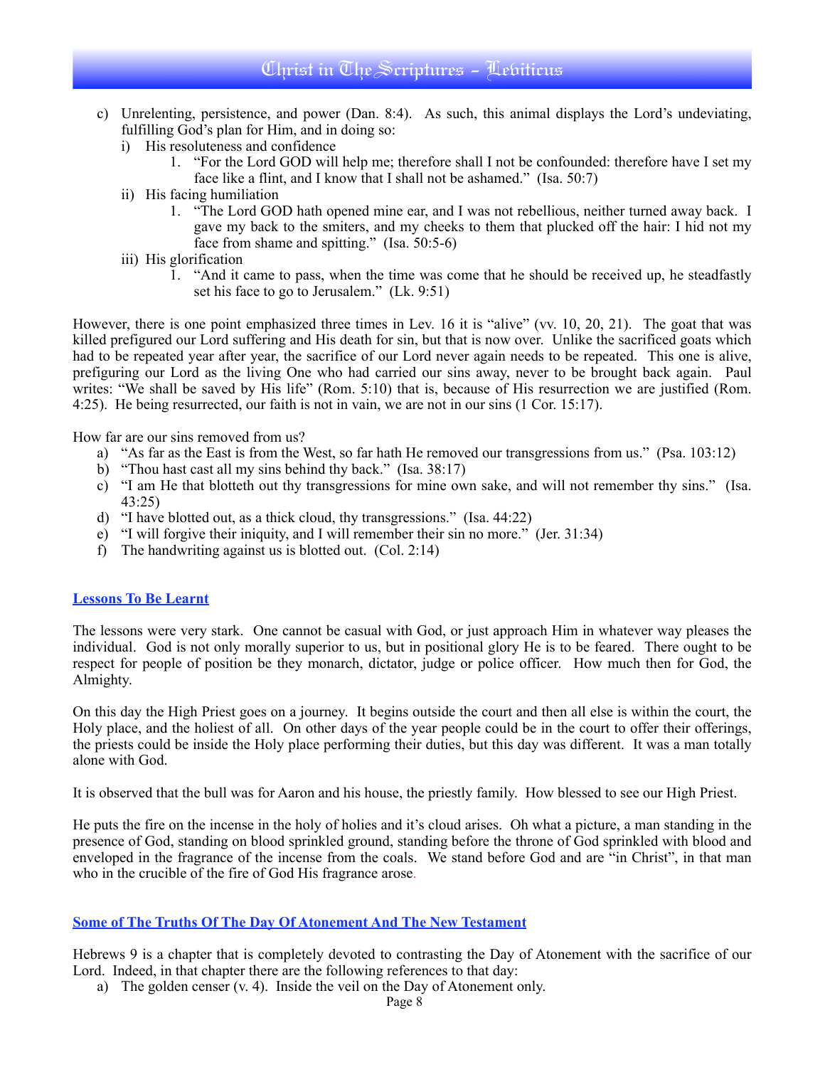c) Unrelenting, persistence, and power (Dan. 8:4). As such, this animal displays the Lord's undeviating, fulfilling God's plan for Him, and in doing so:
   i) His resoluteness and confidence
      1. "For the Lord GOD will help me; therefore shall I not be confounded: therefore have I set my face like a flint, and I know that I shall not be ashamed." (Isa. 50:7)
   ii) His facing humiliation
      1. "The Lord GOD hath opened mine ear, and I was not rebellious, neither turned away back. I gave my back to the smiters, and my cheeks to them that plucked off the hair: I hid not my face from shame and spitting." (Isa. 50:5-6)
   iii) His glorification
      1. "And it came to pass, when the time was come that he should be received up, he steadfastly set his face to go to Jerusalem." (Lk. 9:51)

However, there is one point emphasized three times in Lev. 16 it is "alive" (vv. 10, 20, 21). The goat that was killed prefigured our Lord suffering and His death for sin, but that is now over. Unlike the sacrificed goats which had to be repeated year after year, the sacrifice of our Lord never again needs to be repeated. This one is alive, prefiguring our Lord as the living One who had carried our sins away, never to be brought back again. Paul writes: "We shall be saved by His life" (Rom. 5:10) that is, because of His resurrection we are justified (Rom. 4:25). He being resurrected, our faith is not in vain, we are not in our sins (1 Cor. 15:17).

How far are our sins removed from us?

a) "As far as the East is from the West, so far hath He removed our transgressions from us." (Psa. 103:12)
b) "Thou hast cast all my sins behind thy back." (Isa. 38:17)
c) "I am He that blotteth out thy transgressions for mine own sake, and will not remember thy sins." (Isa. 43:25)
d) "I have blotted out, as a thick cloud, thy transgressions." (Isa. 44:22)
e) "I will forgive their iniquity, and I will remember their sin no more." (Jer. 31:34)
f) The handwriting against us is blotted out. (Col. 2:14)

## Lessons To Be Learnt

The lessons were very stark. One cannot be casual with God, or just approach Him in whatever way pleases the individual. God is not only morally superior to us, but in positional glory He is to be feared. There ought to be respect for people of position be they monarch, dictator, judge or police officer. How much then for God, the Almighty.

On this day the High Priest goes on a journey. It begins outside the court and then all else is within the court, the Holy place, and the holiest of all. On other days of the year people could be in the court to offer their offerings, the priests could be inside the Holy place performing their duties, but this day was different. It was a man totally alone with God.

It is observed that the bull was for Aaron and his house, the priestly family. How blessed to see our High Priest.

He puts the fire on the incense in the holy of holies and it's cloud arises. Oh what a picture, a man standing in the presence of God, standing on blood sprinkled ground, standing before the throne of God sprinkled with blood and enveloped in the fragrance of the incense from the coals. We stand before God and are "in Christ", in that man who in the crucible of the fire of God His fragrance arose.

## Some of The Truths Of The Day Of Atonement And The New Testament

Hebrews 9 is a chapter that is completely devoted to contrasting the Day of Atonement with the sacrifice of our Lord. Indeed, in that chapter there are the following references to that day:

a) The golden censer (v. 4). Inside the veil on the Day of Atonement only.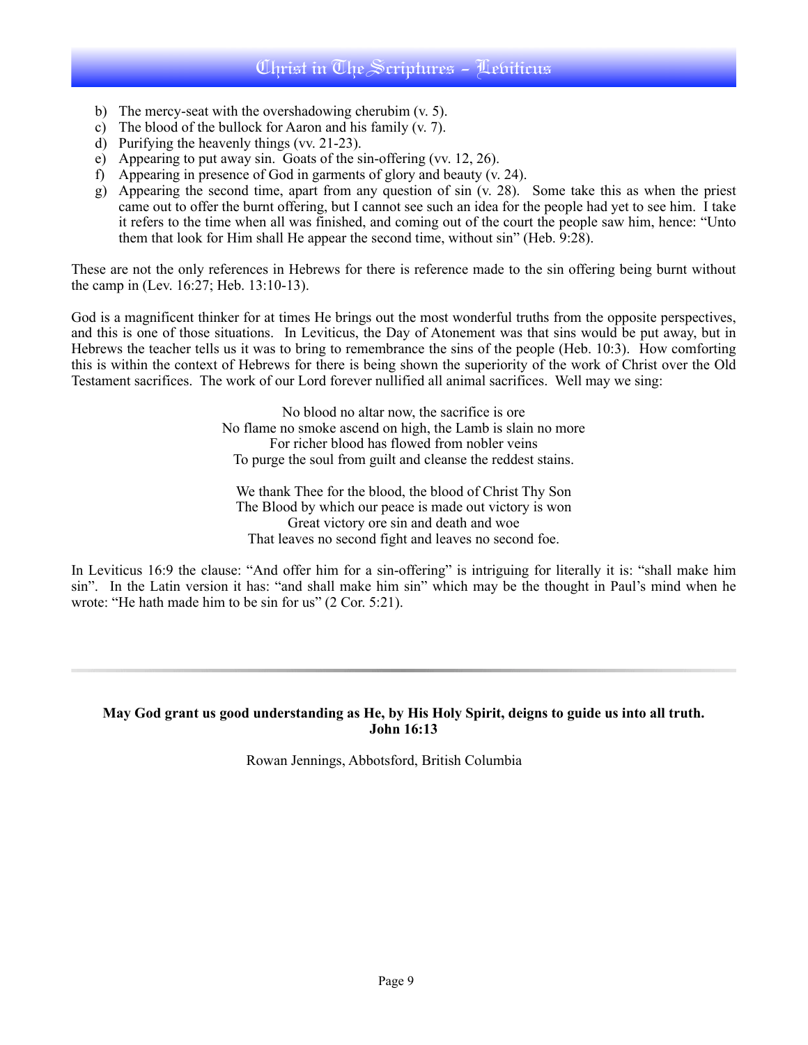b) The mercy-seat with the overshadowing cherubim (v. 5).
c) The blood of the bullock for Aaron and his family (v. 7).
d) Purifying the heavenly things (vv. 21-23).
e) Appearing to put away sin. Goats of the sin-offering (vv. 12, 26).
f) Appearing in presence of God in garments of glory and beauty (v. 24).
g) Appearing the second time, apart from any question of sin (v. 28). Some take this as when the priest came out to offer the burnt offering, but I cannot see such an idea for the people had yet to see him. I take it refers to the time when all was finished, and coming out of the court the people saw him, hence: "Unto them that look for Him shall He appear the second time, without sin" (Heb. 9:28).

These are not the only references in Hebrews for there is reference made to the sin offering being burnt without the camp in (Lev. 16:27; Heb. 13:10-13).

God is a magnificent thinker for at times He brings out the most wonderful truths from the opposite perspectives, and this is one of those situations. In Leviticus, the Day of Atonement was that sins would be put away, but in Hebrews the teacher tells us it was to bring to remembrance the sins of the people (Heb. 10:3). How comforting this is within the context of Hebrews for there is being shown the superiority of the work of Christ over the Old Testament sacrifices. The work of our Lord forever nullified all animal sacrifices. Well may we sing:

No blood no altar now, the sacrifice is ore  
No flame no smoke ascend on high, the Lamb is slain no more  
For richer blood has flowed from nobler veins  
To purge the soul from guilt and cleanse the reddest stains.

We thank Thee for the blood, the blood of Christ Thy Son  
The Blood by which our peace is made out victory is won  
Great victory ore sin and death and woe  
That leaves no second fight and leaves no second foe.

In Leviticus 16:9 the clause: "And offer him for a sin-offering" is intriguing for literally it is: "shall make him sin". In the Latin version it has: "and shall make him sin" which may be the thought in Paul's mind when he wrote: "He hath made him to be sin for us" (2 Cor. 5:21).

---

**May God grant us good understanding as He, by His Holy Spirit, deigns to guide us into all truth.**  
**John 16:13**

Rowan Jennings, Abbotsford, British Columbia